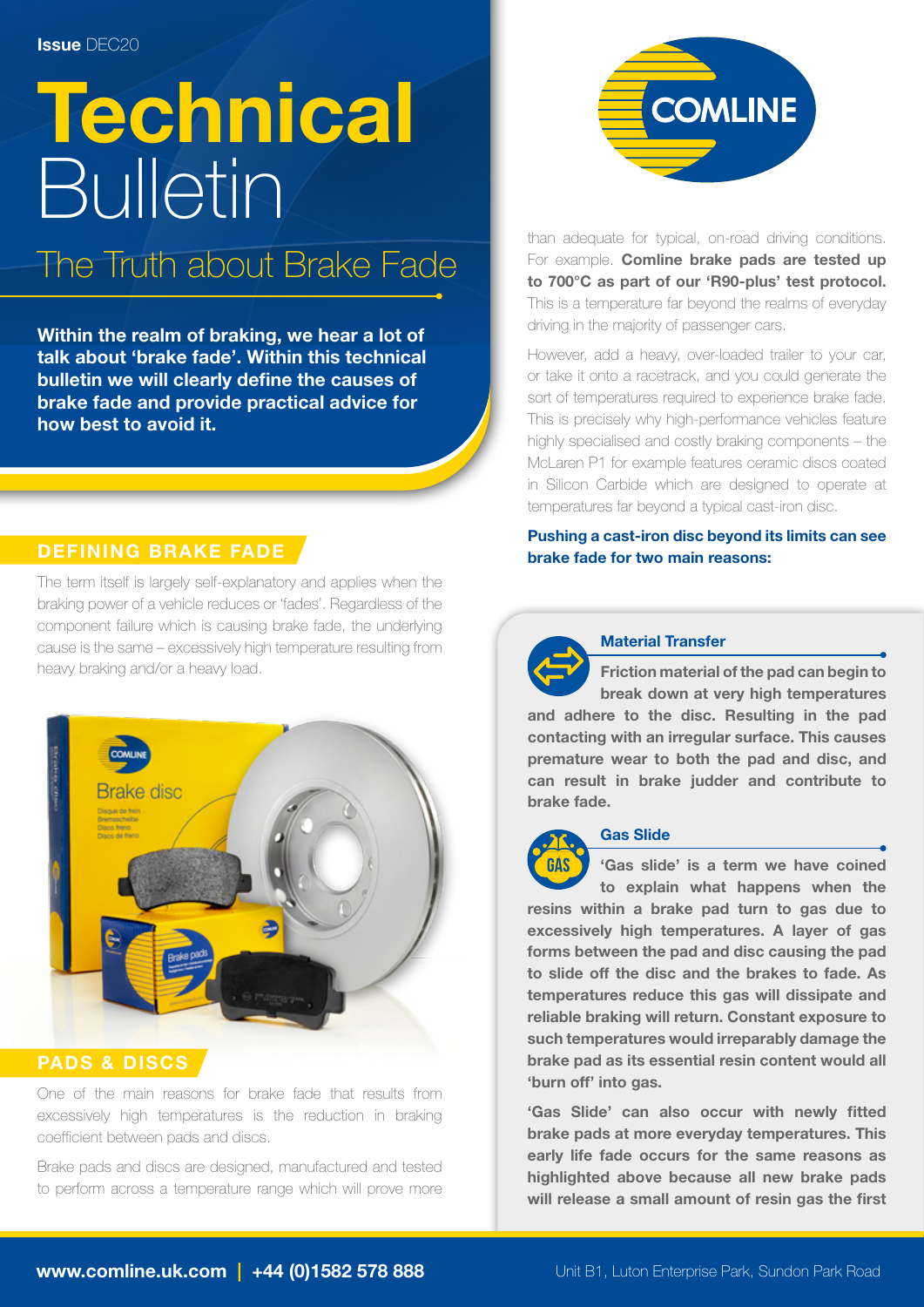**Issue** DEC20

# Technical Bulletin

## The Truth about Brake Fade

**Within the realm of braking, we hear a lot of talk about 'brake fade'. Within this technical bulletin we will clearly define the causes of brake fade and provide practical advice for how best to avoid it.**

### DEFINING BRAKE FADE

The term itself is largely self-explanatory and applies when the braking power of a vehicle reduces or 'fades'. Regardless of the component failure which is causing brake fade, the underlying cause is the same – excessively high temperature resulting from heavy braking and/or a heavy load.

### PADS & DISCS

One of the main reasons for brake fade that results from excessively high temperatures is the reduction in braking coefficient between pads and discs.

Brake pads and discs are designed, manufactured and tested to perform across a temperature range which will prove more than adequate for typical, on-road driving conditions. For example. **Comline brake pads are tested up to 700°C as part of our 'R90-plus' test protocol.** This is a temperature far beyond the realms of everyday driving in the majority of passenger cars.

However, add a heavy, over-loaded trailer to your car, or take it onto a racetrack, and you could generate the sort of temperatures required to experience brake fade. This is precisely why high-performance vehicles feature highly specialised and costly braking components – the McLaren P1 for example features ceramic discs coated in Silicon Carbide which are designed to operate at temperatures far beyond a typical cast-iron disc.

**Pushing a cast-iron disc beyond its limits can see brake fade for two main reasons:**

#### Material Transfer

**Friction material of the pad can begin to break down at very high temperatures and adhere to the disc. Resulting in the pad contacting with an irregular surface. This causes premature wear to both the pad and disc, and can result in brake judder and contribute to brake fade.**

#### Gas Slide

**'Gas slide' is a term we have coined to explain what happens when the resins within a brake pad turn to gas due to excessively high temperatures. A layer of gas forms between the pad and disc causing the pad to slide off the disc and the brakes to fade. As temperatures reduce this gas will dissipate and reliable braking will return. Constant exposure to such temperatures would irreparably damage the brake pad as its essential resin content would all 'burn off' into gas.**

**'Gas Slide' can also occur with newly fitted brake pads at more everyday temperatures. This early life fade occurs for the same reasons as highlighted above because all new brake pads will release a small amount of resin gas the first**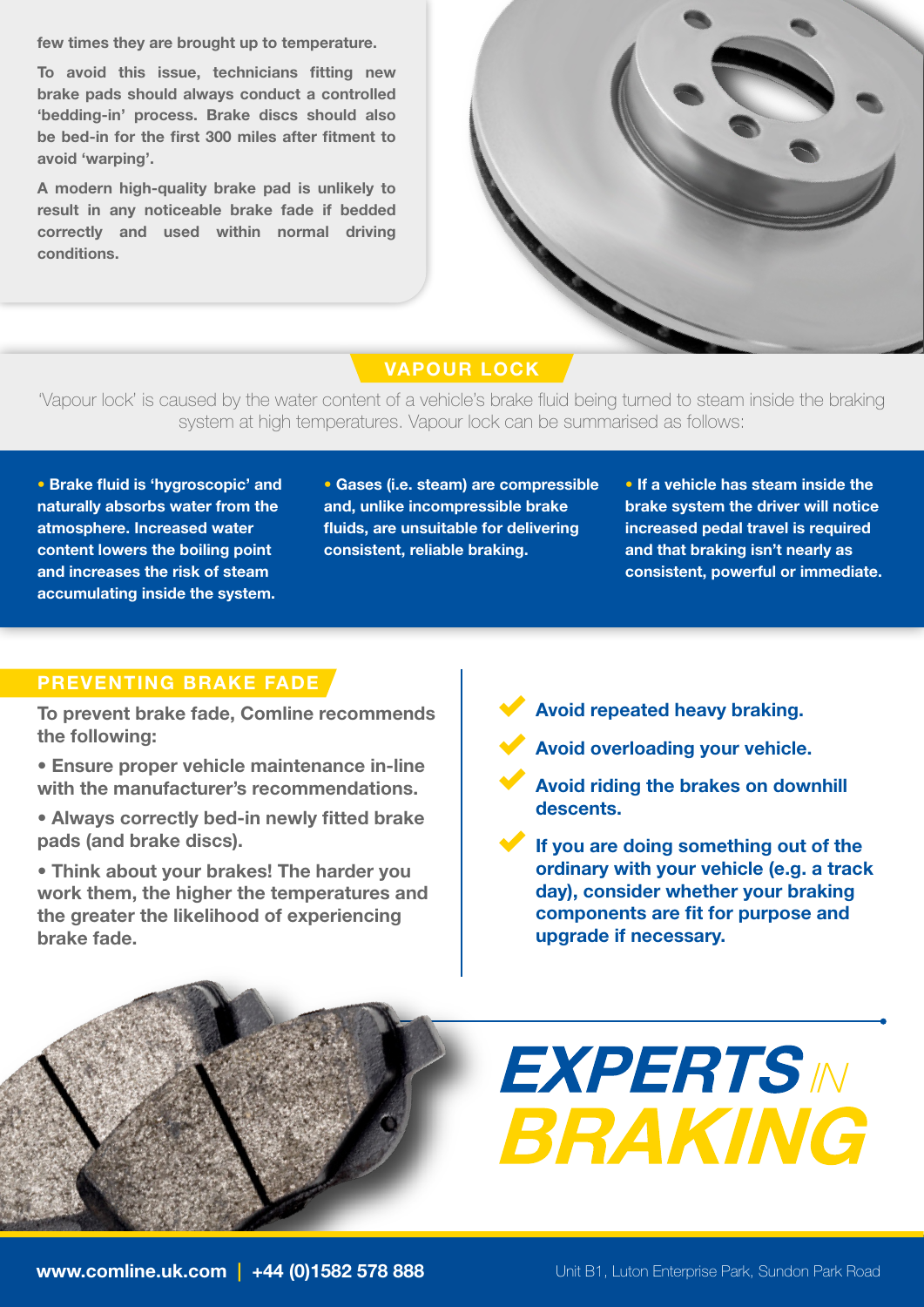few times they are brought up to temperature.

To avoid this issue, technicians fitting new brake pads should always conduct a controlled 'bedding-in' process. Brake discs should also be bed-in for the first 300 miles after fitment to avoid 'warping'.

A modern high-quality brake pad is unlikely to result in any noticeable brake fade if bedded correctly and used within normal driving conditions.

## VAPOUR LOCK

'Vapour lock' is caused by the water content of a vehicle's brake fluid being turned to steam inside the braking system at high temperatures. Vapour lock can be summarised as follows:

- **Brake fluid is 'hygroscopic' and naturally absorbs water from the atmosphere. Increased water content lowers the boiling point and increases the risk of steam accumulating inside the system.**
- **Gases (i.e. steam) are compressible and, unlike incompressible brake fluids, are unsuitable for delivering consistent, reliable braking.**
- **If a vehicle has steam inside the brake system the driver will notice increased pedal travel is required and that braking isn't nearly as consistent, powerful or immediate.**

## PREVENTING BRAKE FADE

**To prevent brake fade, Comline recommends the following:**

- **Ensure proper vehicle maintenance in-line with the manufacturer's recommendations.**
- **Always correctly bed-in newly fitted brake pads (and brake discs).**
- **Think about your brakes! The harder you work them, the higher the temperatures and the greater the likelihood of experiencing brake fade.**

- ✔ **Avoid repeated heavy braking.**
- ✔ **Avoid overloading your vehicle.**
- ✔ **Avoid riding the brakes on downhill descents.**
- ✔ **If you are doing something out of the ordinary with your vehicle (e.g. a track day), consider whether your braking components are fit for purpose and upgrade if necessary.**

**EXPERTS IN BRAKING**

**www.comline.uk.com | +44 (0)1582 578 888**

Unit B1, Luton Enterprise Park, Sundon Park Road